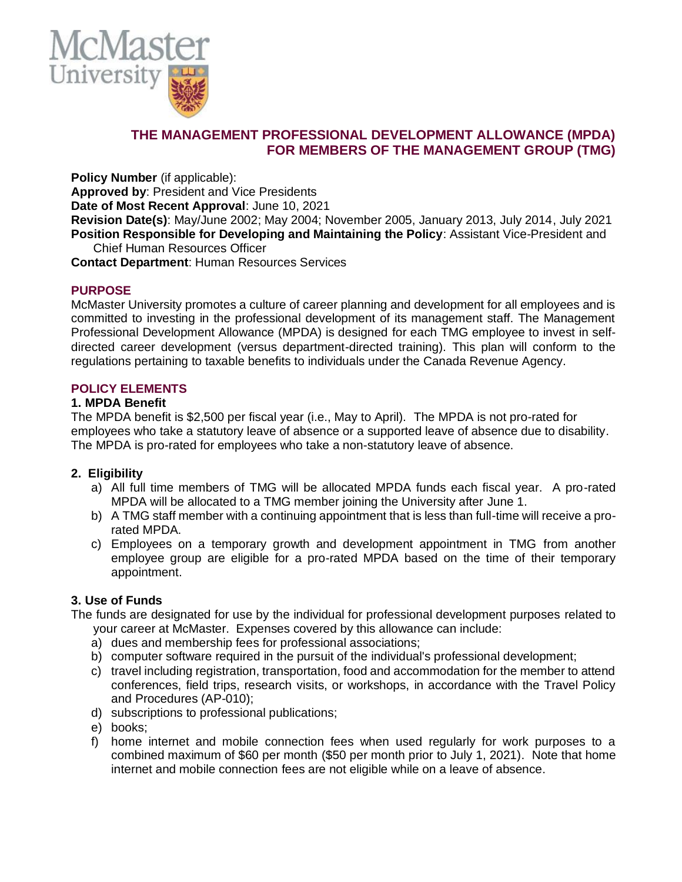# THE MANAGEMENT PROFESSIONAL DEVELOPMENT ALLOWANCE (MPDA) FOR MEMBERS OF THE MANAGEMENT GROUP (TMG)

**Policy Number** (if applicable):
**Approved by**: President and Vice Presidents
**Date of Most Recent Approval**: June 10, 2021
**Revision Date(s)**: May/June 2002; May 2004; November 2005, January 2013, July 2014, July 2021
**Position Responsible for Developing and Maintaining the Policy**: Assistant Vice-President and Chief Human Resources Officer
**Contact Department**: Human Resources Services

## PURPOSE

McMaster University promotes a culture of career planning and development for all employees and is committed to investing in the professional development of its management staff. The Management Professional Development Allowance (MPDA) is designed for each TMG employee to invest in self-directed career development (versus department-directed training). This plan will conform to the regulations pertaining to taxable benefits to individuals under the Canada Revenue Agency.

## POLICY ELEMENTS

### 1. MPDA Benefit

The MPDA benefit is $2,500 per fiscal year (i.e., May to April). The MPDA is not pro-rated for employees who take a statutory leave of absence or a supported leave of absence due to disability. The MPDA is pro-rated for employees who take a non-statutory leave of absence.

### 2. Eligibility

a) All full time members of TMG will be allocated MPDA funds each fiscal year. A pro-rated MPDA will be allocated to a TMG member joining the University after June 1.
b) A TMG staff member with a continuing appointment that is less than full-time will receive a pro-rated MPDA.
c) Employees on a temporary growth and development appointment in TMG from another employee group are eligible for a pro-rated MPDA based on the time of their temporary appointment.

### 3. Use of Funds

The funds are designated for use by the individual for professional development purposes related to your career at McMaster. Expenses covered by this allowance can include:

a) dues and membership fees for professional associations;
b) computer software required in the pursuit of the individual's professional development;
c) travel including registration, transportation, food and accommodation for the member to attend conferences, field trips, research visits, or workshops, in accordance with the Travel Policy and Procedures (AP-010);
d) subscriptions to professional publications;
e) books;
f) home internet and mobile connection fees when used regularly for work purposes to a combined maximum of $60 per month ($50 per month prior to July 1, 2021). Note that home internet and mobile connection fees are not eligible while on a leave of absence.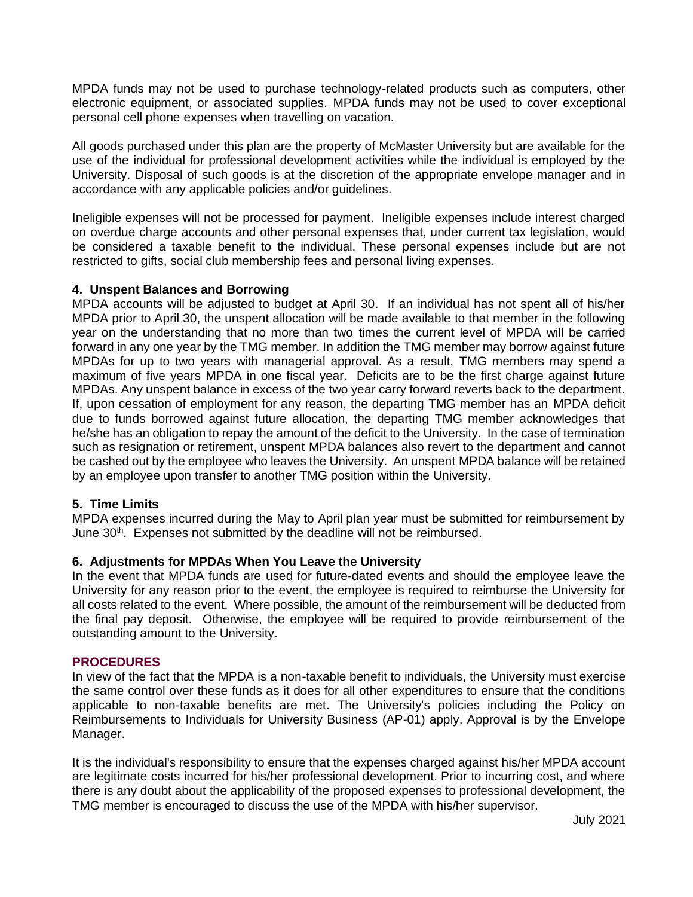MPDA funds may not be used to purchase technology-related products such as computers, other electronic equipment, or associated supplies. MPDA funds may not be used to cover exceptional personal cell phone expenses when travelling on vacation.

All goods purchased under this plan are the property of McMaster University but are available for the use of the individual for professional development activities while the individual is employed by the University. Disposal of such goods is at the discretion of the appropriate envelope manager and in accordance with any applicable policies and/or guidelines.

Ineligible expenses will not be processed for payment. Ineligible expenses include interest charged on overdue charge accounts and other personal expenses that, under current tax legislation, would be considered a taxable benefit to the individual. These personal expenses include but are not restricted to gifts, social club membership fees and personal living expenses.

### 4. Unspent Balances and Borrowing

MPDA accounts will be adjusted to budget at April 30. If an individual has not spent all of his/her MPDA prior to April 30, the unspent allocation will be made available to that member in the following year on the understanding that no more than two times the current level of MPDA will be carried forward in any one year by the TMG member. In addition the TMG member may borrow against future MPDAs for up to two years with managerial approval. As a result, TMG members may spend a maximum of five years MPDA in one fiscal year. Deficits are to be the first charge against future MPDAs. Any unspent balance in excess of the two year carry forward reverts back to the department. If, upon cessation of employment for any reason, the departing TMG member has an MPDA deficit due to funds borrowed against future allocation, the departing TMG member acknowledges that he/she has an obligation to repay the amount of the deficit to the University. In the case of termination such as resignation or retirement, unspent MPDA balances also revert to the department and cannot be cashed out by the employee who leaves the University. An unspent MPDA balance will be retained by an employee upon transfer to another TMG position within the University.

### 5. Time Limits

MPDA expenses incurred during the May to April plan year must be submitted for reimbursement by June 30th. Expenses not submitted by the deadline will not be reimbursed.

### 6. Adjustments for MPDAs When You Leave the University

In the event that MPDA funds are used for future-dated events and should the employee leave the University for any reason prior to the event, the employee is required to reimburse the University for all costs related to the event. Where possible, the amount of the reimbursement will be deducted from the final pay deposit. Otherwise, the employee will be required to provide reimbursement of the outstanding amount to the University.

## PROCEDURES

In view of the fact that the MPDA is a non-taxable benefit to individuals, the University must exercise the same control over these funds as it does for all other expenditures to ensure that the conditions applicable to non-taxable benefits are met. The University's policies including the Policy on Reimbursements to Individuals for University Business (AP-01) apply. Approval is by the Envelope Manager.

It is the individual's responsibility to ensure that the expenses charged against his/her MPDA account are legitimate costs incurred for his/her professional development. Prior to incurring cost, and where there is any doubt about the applicability of the proposed expenses to professional development, the TMG member is encouraged to discuss the use of the MPDA with his/her supervisor.

July 2021